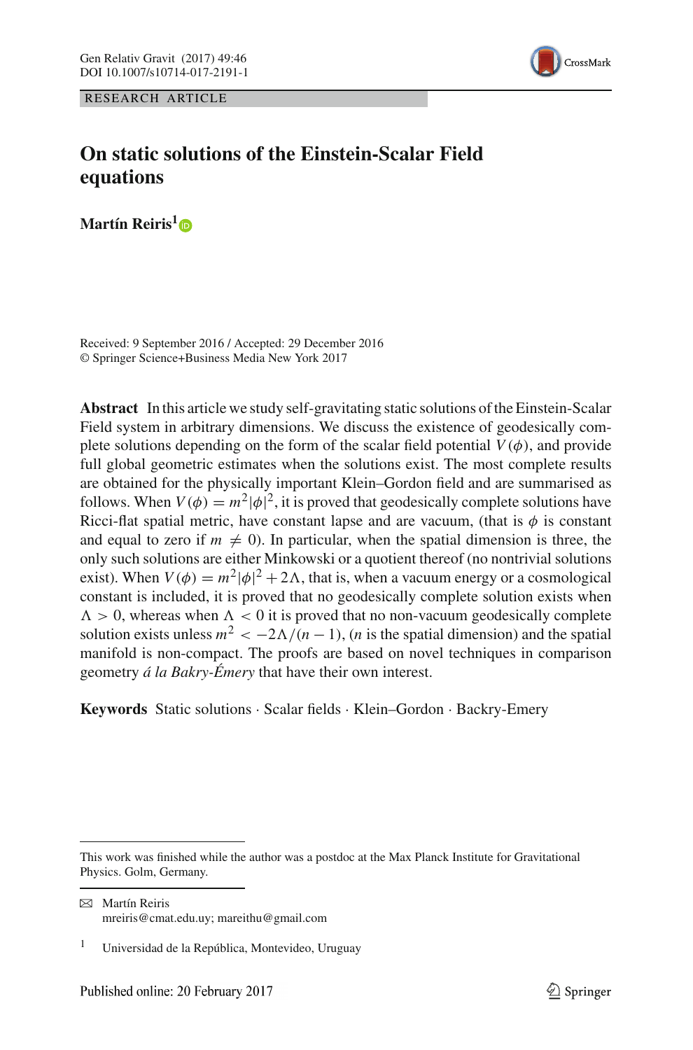RESEARCH ARTICLE

# On static solutions of the Einstein-Scalar Field equations

**Martín Reiris**[1]

Received: 9 September 2016 / Accepted: 29 December 2016
© Springer Science+Business Media New York 2017

**Abstract** In this article we study self-gravitating static solutions of the Einstein-Scalar Field system in arbitrary dimensions. We discuss the existence of geodesically complete solutions depending on the form of the scalar field potential $V(\phi)$, and provide full global geometric estimates when the solutions exist. The most complete results are obtained for the physically important Klein–Gordon field and are summarised as follows. When $V(\phi) = m^2|\phi|^2$, it is proved that geodesically complete solutions have Ricci-flat spatial metric, have constant lapse and are vacuum, (that is $\phi$ is constant and equal to zero if $m \neq 0$). In particular, when the spatial dimension is three, the only such solutions are either Minkowski or a quotient thereof (no nontrivial solutions exist). When $V(\phi) = m^2|\phi|^2 + 2\Lambda$, that is, when a vacuum energy or a cosmological constant is included, it is proved that no geodesically complete solution exists when $\Lambda > 0$, whereas when $\Lambda < 0$ it is proved that no non-vacuum geodesically complete solution exists unless $m^2 < -2\Lambda/(n-1)$, ($n$ is the spatial dimension) and the spatial manifold is non-compact. The proofs are based on novel techniques in comparison geometry *á la Bakry-Émery* that have their own interest.

**Keywords** Static solutions · Scalar fields · Klein–Gordon · Backry-Emery

This work was finished while the author was a postdoc at the Max Planck Institute for Gravitational Physics. Golm, Germany.

✉ Martín Reiris
mreiris@cmat.edu.uy; mareithu@gmail.com

[1] Universidad de la República, Montevideo, Uruguay

Published online: 20 February 2017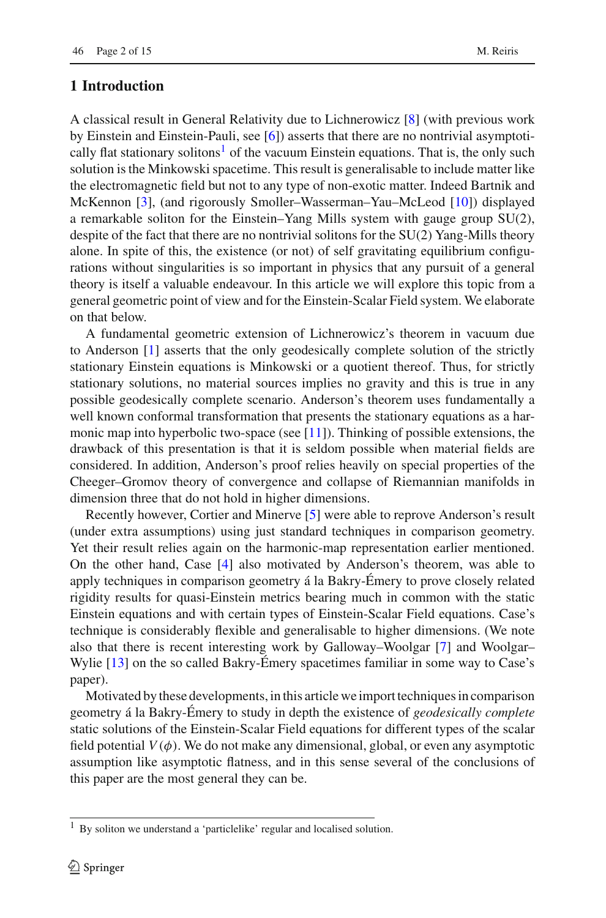## 1 Introduction

A classical result in General Relativity due to Lichnerowicz [8] (with previous work by Einstein and Einstein-Pauli, see [6]) asserts that there are no nontrivial asymptotically flat stationary solitons[1] of the vacuum Einstein equations. That is, the only such solution is the Minkowski spacetime. This result is generalisable to include matter like the electromagnetic field but not to any type of non-exotic matter. Indeed Bartnik and McKennon [3], (and rigorously Smoller–Wasserman–Yau–McLeod [10]) displayed a remarkable soliton for the Einstein–Yang Mills system with gauge group SU(2), despite of the fact that there are no nontrivial solitons for the SU(2) Yang-Mills theory alone. In spite of this, the existence (or not) of self gravitating equilibrium configurations without singularities is so important in physics that any pursuit of a general theory is itself a valuable endeavour. In this article we will explore this topic from a general geometric point of view and for the Einstein-Scalar Field system. We elaborate on that below.

A fundamental geometric extension of Lichnerowicz's theorem in vacuum due to Anderson [1] asserts that the only geodesically complete solution of the strictly stationary Einstein equations is Minkowski or a quotient thereof. Thus, for strictly stationary solutions, no material sources implies no gravity and this is true in any possible geodesically complete scenario. Anderson's theorem uses fundamentally a well known conformal transformation that presents the stationary equations as a harmonic map into hyperbolic two-space (see [11]). Thinking of possible extensions, the drawback of this presentation is that it is seldom possible when material fields are considered. In addition, Anderson's proof relies heavily on special properties of the Cheeger–Gromov theory of convergence and collapse of Riemannian manifolds in dimension three that do not hold in higher dimensions.

Recently however, Cortier and Minerve [5] were able to reprove Anderson's result (under extra assumptions) using just standard techniques in comparison geometry. Yet their result relies again on the harmonic-map representation earlier mentioned. On the other hand, Case [4] also motivated by Anderson's theorem, was able to apply techniques in comparison geometry á la Bakry-Émery to prove closely related rigidity results for quasi-Einstein metrics bearing much in common with the static Einstein equations and with certain types of Einstein-Scalar Field equations. Case's technique is considerably flexible and generalisable to higher dimensions. (We note also that there is recent interesting work by Galloway–Woolgar [7] and Woolgar–Wylie [13] on the so called Bakry-Émery spacetimes familiar in some way to Case's paper).

Motivated by these developments, in this article we import techniques in comparison geometry á la Bakry-Émery to study in depth the existence of *geodesically complete* static solutions of the Einstein-Scalar Field equations for different types of the scalar field potential $V(\phi)$. We do not make any dimensional, global, or even any asymptotic assumption like asymptotic flatness, and in this sense several of the conclusions of this paper are the most general they can be.

[1] By soliton we understand a 'particlelike' regular and localised solution.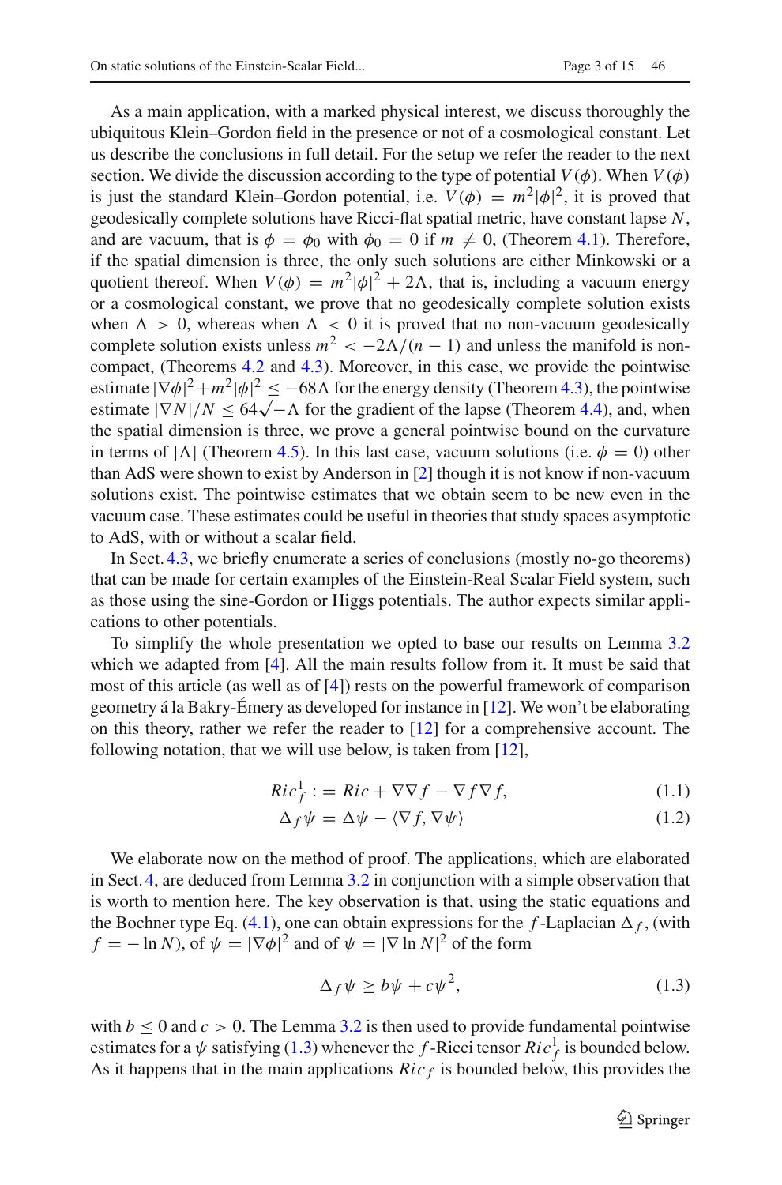As a main application, with a marked physical interest, we discuss thoroughly the ubiquitous Klein–Gordon field in the presence or not of a cosmological constant. Let us describe the conclusions in full detail. For the setup we refer the reader to the next section. We divide the discussion according to the type of potential $V(\phi)$. When $V(\phi)$ is just the standard Klein-Gordon potential, i.e. $V(\phi) = m^2|\phi|^2$, it is proved that geodesically complete solutions have Ricci-flat spatial metric, have constant lapse $N$, and are vacuum, that is $\phi = \phi_0$ with $\phi_0 = 0$ if $m \neq 0$, (Theorem 4.1). Therefore, if the spatial dimension is three, the only such solutions are either Minkowski or a quotient thereof. When $V(\phi) = m^2|\phi|^2 + 2\Lambda$, that is, including a vacuum energy or a cosmological constant, we prove that no geodesically complete solution exists when $\Lambda > 0$, whereas when $\Lambda < 0$ it is proved that no non-vacuum geodesically complete solution exists unless $m^2 < -2\Lambda/(n-1)$ and unless the manifold is non-compact, (Theorems 4.2 and 4.3). Moreover, in this case, we provide the pointwise estimate $|\nabla\phi|^2 + m^2|\phi|^2 \leq -68\Lambda$ for the energy density (Theorem 4.3), the pointwise estimate $|\nabla N|/N \leq 64\sqrt{-\Lambda}$ for the gradient of the lapse (Theorem 4.4), and, when the spatial dimension is three, we prove a general pointwise bound on the curvature in terms of $|\Lambda|$ (Theorem 4.5). In this last case, vacuum solutions (i.e. $\phi = 0$) other than AdS were shown to exist by Anderson in [2] though it is not know if non-vacuum solutions exist. The pointwise estimates that we obtain seem to be new even in the vacuum case. These estimates could be useful in theories that study spaces asymptotic to AdS, with or without a scalar field.

In Sect. 4.3, we briefly enumerate a series of conclusions (mostly no-go theorems) that can be made for certain examples of the Einstein-Real Scalar Field system, such as those using the sine-Gordon or Higgs potentials. The author expects similar applications to other potentials.

To simplify the whole presentation we opted to base our results on Lemma 3.2 which we adapted from [4]. All the main results follow from it. It must be said that most of this article (as well as of [4]) rests on the powerful framework of comparison geometry á la Bakry-Émery as developed for instance in [12]. We won't be elaborating on this theory, rather we refer the reader to [12] for a comprehensive account. The following notation, that we will use below, is taken from [12],

$$Ric^1_f := Ric + \nabla\nabla f - \nabla f \nabla f, \tag{1.1}$$

$$\Delta_f \psi = \Delta\psi - \langle \nabla f, \nabla\psi \rangle \tag{1.2}$$

We elaborate now on the method of proof. The applications, which are elaborated in Sect. 4, are deduced from Lemma 3.2 in conjunction with a simple observation that is worth to mention here. The key observation is that, using the static equations and the Bochner type Eq. (4.1), one can obtain expressions for the $f$-Laplacian $\Delta_f$, (with $f = -\ln N$), of $\psi = |\nabla\phi|^2$ and of $\psi = |\nabla \ln N|^2$ of the form

$$\Delta_f \psi \geq b\psi + c\psi^2, \tag{1.3}$$

with $b \leq 0$ and $c > 0$. The Lemma 3.2 is then used to provide fundamental pointwise estimates for a $\psi$ satisfying (1.3) whenever the $f$-Ricci tensor $Ric^1_f$ is bounded below. As it happens that in the main applications $Ric_f$ is bounded below, this provides the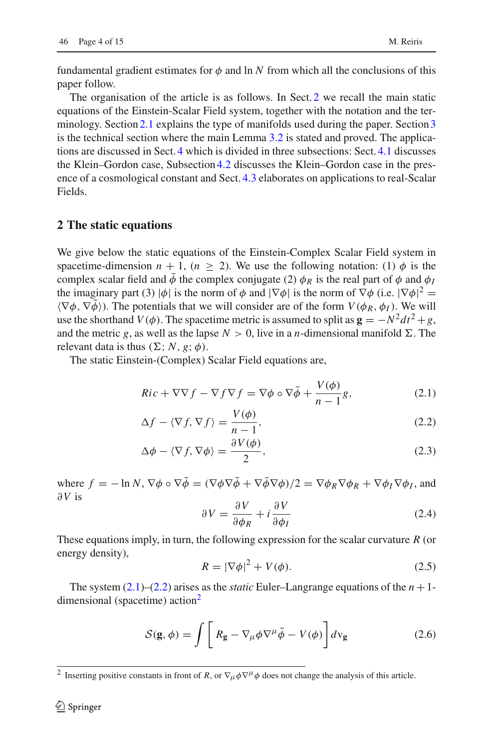fundamental gradient estimates for $\phi$ and $\ln N$ from which all the conclusions of this paper follow.

The organisation of the article is as follows. In Sect. 2 we recall the main static equations of the Einstein-Scalar Field system, together with the notation and the terminology. Section 2.1 explains the type of manifolds used during the paper. Section 3 is the technical section where the main Lemma 3.2 is stated and proved. The applications are discussed in Sect. 4 which is divided in three subsections: Sect. 4.1 discusses the Klein–Gordon case, Subsection 4.2 discusses the Klein–Gordon case in the presence of a cosmological constant and Sect. 4.3 elaborates on applications to real-Scalar Fields.

## 2 The static equations

We give below the static equations of the Einstein-Complex Scalar Field system in spacetime-dimension $n+1$, ($n \geq 2$). We use the following notation: (1) $\phi$ is the complex scalar field and $\bar{\phi}$ the complex conjugate (2) $\phi_R$ is the real part of $\phi$ and $\phi_I$ the imaginary part (3) $|\phi|$ is the norm of $\phi$ and $|\nabla\phi|$ is the norm of $\nabla\phi$ (i.e. $|\nabla\phi|^2 = \langle \nabla\phi, \nabla\bar{\phi}\rangle$). The potentials that we will consider are of the form $V(\phi_R, \phi_I)$. We will use the shorthand $V(\phi)$. The spacetime metric is assumed to split as $\mathbf{g} = -N^2 dt^2 + g$, and the metric $g$, as well as the lapse $N > 0$, live in a $n$-dimensional manifold $\Sigma$. The relevant data is thus $(\Sigma; N, g; \phi)$.

The static Einstein-(Complex) Scalar Field equations are,

$$
Ric + \nabla\nabla f - \nabla f \nabla f = \nabla\phi \circ \nabla\bar{\phi} + \frac{V(\phi)}{n-1} g, \tag{2.1}
$$

$$
\Delta f - \langle \nabla f, \nabla f\rangle = \frac{V(\phi)}{n-1}, \tag{2.2}
$$

$$
\Delta\phi - \langle \nabla f, \nabla\phi\rangle = \frac{\partial V(\phi)}{2}, \tag{2.3}
$$

where $f = -\ln N$, $\nabla\phi \circ \nabla\bar{\phi} = (\nabla\phi\nabla\bar{\phi} + \nabla\bar{\phi}\nabla\phi)/2 = \nabla\phi_R\nabla\phi_R + \nabla\phi_I\nabla\phi_I$, and $\partial V$ is

$$
\partial V = \frac{\partial V}{\partial \phi_R} + i\frac{\partial V}{\partial \phi_I} \tag{2.4}
$$

These equations imply, in turn, the following expression for the scalar curvature $R$ (or energy density),

$$
R = |\nabla\phi|^2 + V(\phi). \tag{2.5}
$$

The system (2.1)–(2.2) arises as the *static* Euler–Langrange equations of the $n+1$-dimensional (spacetime) action[2]

$$
\mathcal{S}(\mathbf{g}, \phi) = \int \left[ R_{\mathbf{g}} - \nabla_\mu\phi\nabla^\mu\bar{\phi} - V(\phi)\right] dv_{\mathbf{g}} \tag{2.6}
$$

[2] Inserting positive constants in front of $R$, or $\nabla_\mu\phi\nabla^\mu\phi$ does not change the analysis of this article.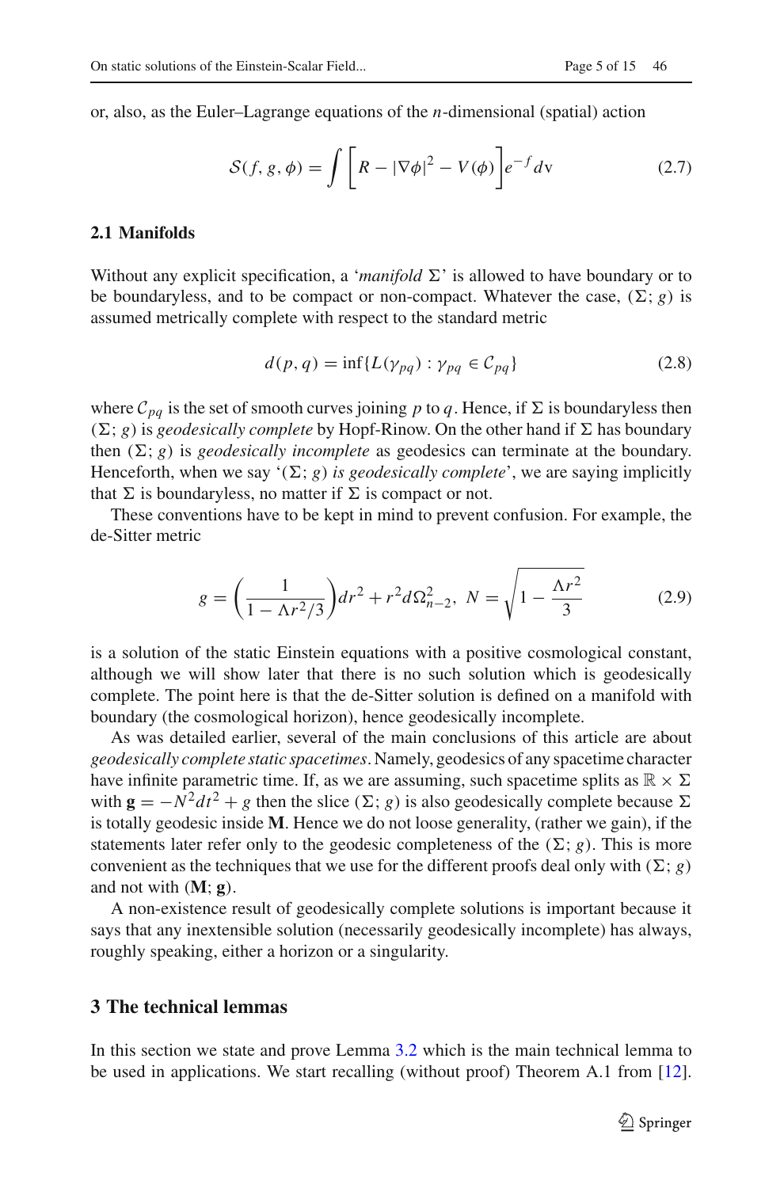or, also, as the Euler–Lagrange equations of the $n$-dimensional (spatial) action

$$\mathcal{S}(f, g, \phi) = \int \left[ R - |\nabla \phi|^2 - V(\phi) \right] e^{-f} dv \tag{2.7}$$

### 2.1 Manifolds

Without any explicit specification, a '*manifold* $\Sigma$' is allowed to have boundary or to be boundaryless, and to be compact or non-compact. Whatever the case, $(\Sigma; g)$ is assumed metrically complete with respect to the standard metric

$$d(p, q) = \inf\{L(\gamma_{pq}) : \gamma_{pq} \in \mathcal{C}_{pq}\} \tag{2.8}$$

where $\mathcal{C}_{pq}$ is the set of smooth curves joining $p$ to $q$. Hence, if $\Sigma$ is boundaryless then $(\Sigma; g)$ is *geodesically complete* by Hopf-Rinow. On the other hand if $\Sigma$ has boundary then $(\Sigma; g)$ is *geodesically incomplete* as geodesics can terminate at the boundary. Henceforth, when we say '$(\Sigma; g)$ *is geodesically complete*', we are saying implicitly that $\Sigma$ is boundaryless, no matter if $\Sigma$ is compact or not.

These conventions have to be kept in mind to prevent confusion. For example, the de-Sitter metric

$$g = \left( \frac{1}{1 - \Lambda r^2/3} \right) dr^2 + r^2 d\Omega_{n-2}^2, \ N = \sqrt{1 - \frac{\Lambda r^2}{3}} \tag{2.9}$$

is a solution of the static Einstein equations with a positive cosmological constant, although we will show later that there is no such solution which is geodesically complete. The point here is that the de-Sitter solution is defined on a manifold with boundary (the cosmological horizon), hence geodesically incomplete.

As was detailed earlier, several of the main conclusions of this article are about *geodesically complete static spacetimes*. Namely, geodesics of any spacetime character have infinite parametric time. If, as we are assuming, such spacetime splits as $\mathbb{R} \times \Sigma$ with $\mathbf{g} = -N^2 dt^2 + g$ then the slice $(\Sigma; g)$ is also geodesically complete because $\Sigma$ is totally geodesic inside $\mathbf{M}$. Hence we do not loose generality, (rather we gain), if the statements later refer only to the geodesic completeness of the $(\Sigma; g)$. This is more convenient as the techniques that we use for the different proofs deal only with $(\Sigma; g)$ and not with $(\mathbf{M}; \mathbf{g})$.

A non-existence result of geodesically complete solutions is important because it says that any inextensible solution (necessarily geodesically incomplete) has always, roughly speaking, either a horizon or a singularity.

## 3 The technical lemmas

In this section we state and prove Lemma 3.2 which is the main technical lemma to be used in applications. We start recalling (without proof) Theorem A.1 from [12].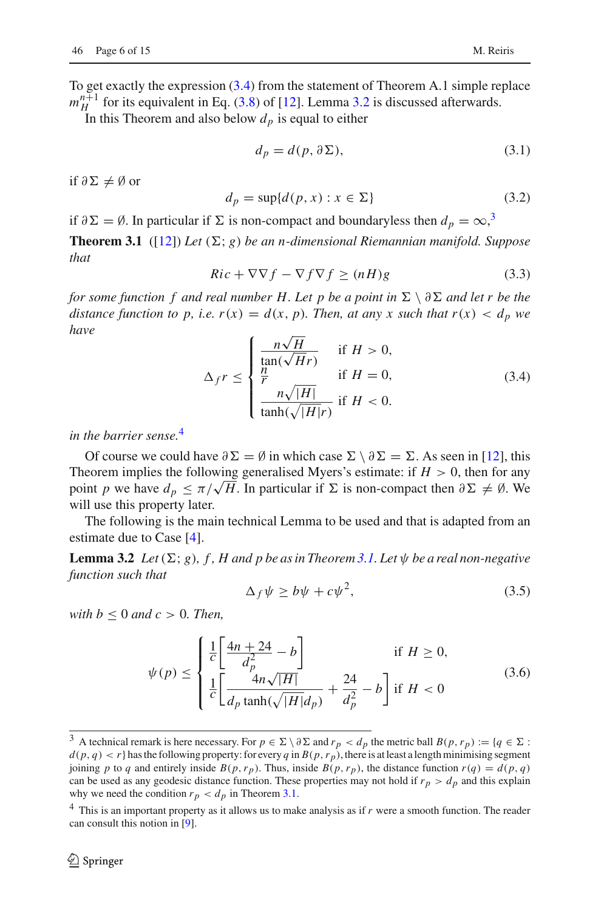To get exactly the expression (3.4) from the statement of Theorem A.1 simple replace $m_H^{n+1}$ for its equivalent in Eq. (3.8) of [12]. Lemma 3.2 is discussed afterwards.

In this Theorem and also below $d_p$ is equal to either

$$d_p = d(p, \partial\Sigma), \tag{3.1}$$

if $\partial\Sigma \neq \emptyset$ or

$$d_p = \sup\{d(p, x) : x \in \Sigma\} \tag{3.2}$$

if $\partial\Sigma = \emptyset$. In particular if $\Sigma$ is non-compact and boundaryless then $d_p = \infty$,[3]

**Theorem 3.1** ([12]) *Let $(\Sigma; g)$ be an $n$-dimensional Riemannian manifold. Suppose that*

$$Ric + \nabla\nabla f - \nabla f \nabla f \geq (nH)g \tag{3.3}$$

*for some function $f$ and real number $H$. Let $p$ be a point in $\Sigma \setminus \partial\Sigma$ and let $r$ be the distance function to $p$, i.e. $r(x) = d(x, p)$. Then, at any $x$ such that $r(x) < d_p$ we have*

$$\Delta_f r \leq \begin{cases} \dfrac{n\sqrt{H}}{\tan(\sqrt{H}r)} & \text{if } H > 0, \\ \dfrac{n}{r} & \text{if } H = 0, \\ \dfrac{n\sqrt{|H|}}{\tanh(\sqrt{|H|}r)} & \text{if } H < 0. \end{cases} \tag{3.4}$$

*in the barrier sense.*[4]

Of course we could have $\partial\Sigma = \emptyset$ in which case $\Sigma \setminus \partial\Sigma = \Sigma$. As seen in [12], this Theorem implies the following generalised Myers's estimate: if $H > 0$, then for any point $p$ we have $d_p \leq \pi/\sqrt{H}$. In particular if $\Sigma$ is non-compact then $\partial\Sigma \neq \emptyset$. We will use this property later.

The following is the main technical Lemma to be used and that is adapted from an estimate due to Case [4].

**Lemma 3.2** *Let $(\Sigma; g)$, $f$, $H$ and $p$ be as in Theorem 3.1. Let $\psi$ be a real non-negative function such that*

$$\Delta_f \psi \geq b\psi + c\psi^2, \tag{3.5}$$

*with $b \leq 0$ and $c > 0$. Then,*

$$\psi(p) \leq \begin{cases} \dfrac{1}{c}\left[\dfrac{4n + 24}{d_p^2} - b\right] & \text{if } H \geq 0, \\ \dfrac{1}{c}\left[\dfrac{4n\sqrt{|H|}}{d_p \tanh(\sqrt{|H|}d_p)} + \dfrac{24}{d_p^2} - b\right] & \text{if } H < 0 \end{cases} \tag{3.6}$$

---

[3] A technical remark is here necessary. For $p \in \Sigma \setminus \partial\Sigma$ and $r_p < d_p$ the metric ball $B(p, r_p) := \{q \in \Sigma : d(p, q) < r\}$ has the following property: for every $q$ in $B(p, r_p)$, there is at least a length minimising segment joining $p$ to $q$ and entirely inside $B(p, r_p)$. Thus, inside $B(p, r_p)$, the distance function $r(q) = d(p, q)$ can be used as any geodesic distance function. These properties may not hold if $r_p > d_p$ and this explain why we need the condition $r_p < d_p$ in Theorem 3.1.

[4] This is an important property as it allows us to make analysis as if $r$ were a smooth function. The reader can consult this notion in [9].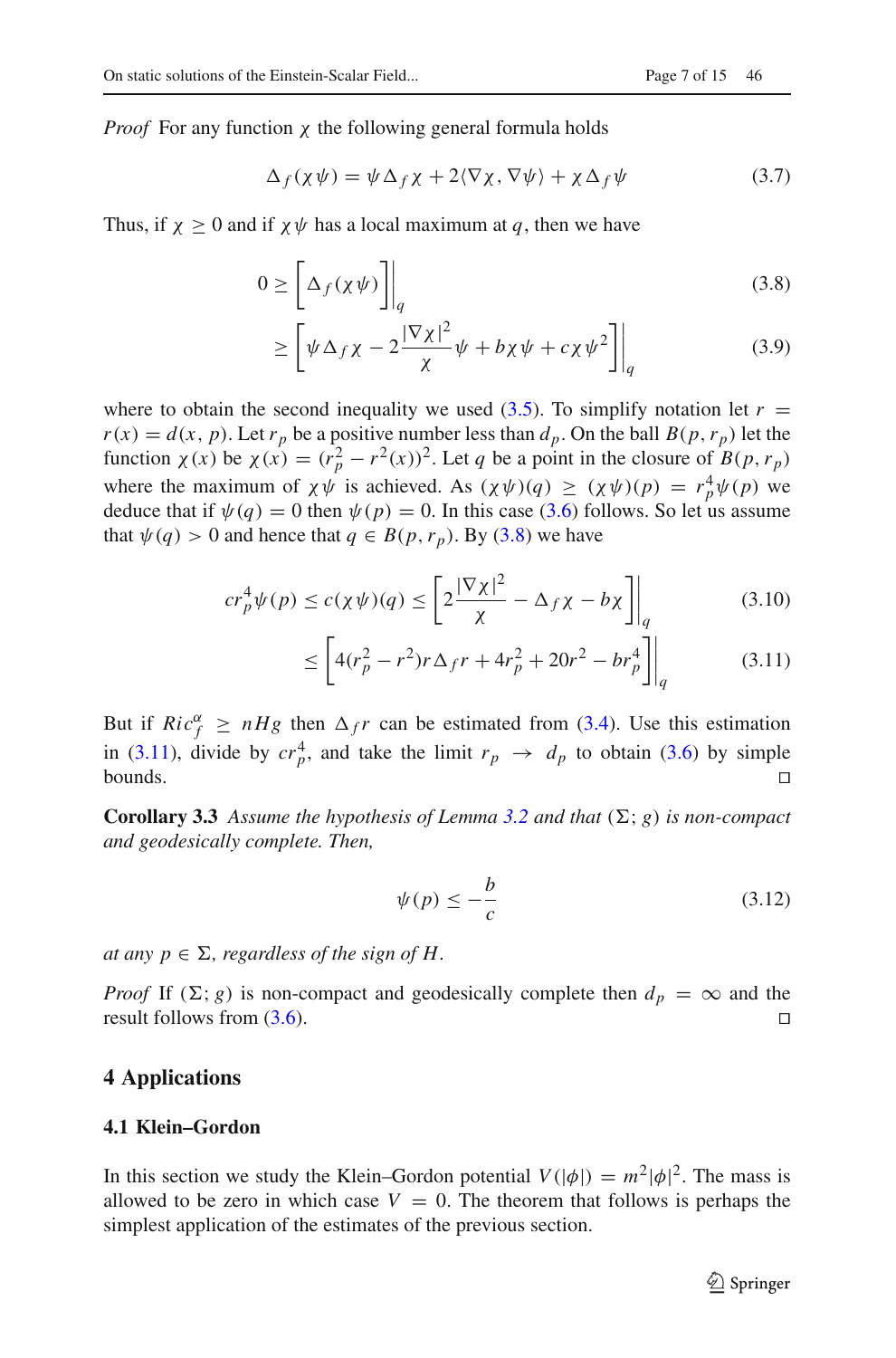*Proof* For any function $\chi$ the following general formula holds

$$\Delta_f(\chi\psi) = \psi\Delta_f\chi + 2\langle\nabla\chi, \nabla\psi\rangle + \chi\Delta_f\psi \tag{3.7}$$

Thus, if $\chi \geq 0$ and if $\chi\psi$ has a local maximum at $q$, then we have

$$0 \geq \left[\Delta_f(\chi\psi)\right]\Big|_q \tag{3.8}$$

$$\geq \left[\psi\Delta_f\chi - 2\frac{|\nabla\chi|^2}{\chi}\psi + b\chi\psi + c\chi\psi^2\right]\Big|_q \tag{3.9}$$

where to obtain the second inequality we used (3.5). To simplify notation let $r = r(x) = d(x, p)$. Let $r_p$ be a positive number less than $d_p$. On the ball $B(p, r_p)$ let the function $\chi(x)$ be $\chi(x) = (r_p^2 - r^2(x))^2$. Let $q$ be a point in the closure of $B(p, r_p)$ where the maximum of $\chi\psi$ is achieved. As $(\chi\psi)(q) \geq (\chi\psi)(p) = r_p^4\psi(p)$ we deduce that if $\psi(q) = 0$ then $\psi(p) = 0$. In this case (3.6) follows. So let us assume that $\psi(q) > 0$ and hence that $q \in B(p, r_p)$. By (3.8) we have

$$cr_p^4\psi(p) \leq c(\chi\psi)(q) \leq \left[2\frac{|\nabla\chi|^2}{\chi} - \Delta_f\chi - b\chi\right]\Big|_q \tag{3.10}$$

$$\leq \left[4(r_p^2 - r^2)r\Delta_f r + 4r_p^2 + 20r^2 - br_p^4\right]\Big|_q \tag{3.11}$$

But if $Ric_f^\alpha \geq nHg$ then $\Delta_f r$ can be estimated from (3.4). Use this estimation in (3.11), divide by $cr_p^4$, and take the limit $r_p \to d_p$ to obtain (3.6) by simple bounds. □

**Corollary 3.3** *Assume the hypothesis of Lemma 3.2 and that* $(\Sigma; g)$ *is non-compact and geodesically complete. Then,*

$$\psi(p) \leq -\frac{b}{c} \tag{3.12}$$

*at any* $p \in \Sigma$*, regardless of the sign of* $H$*.*

*Proof* If $(\Sigma; g)$ is non-compact and geodesically complete then $d_p = \infty$ and the result follows from (3.6). □

## 4 Applications

### 4.1 Klein–Gordon

In this section we study the Klein–Gordon potential $V(|\phi|) = m^2|\phi|^2$. The mass is allowed to be zero in which case $V = 0$. The theorem that follows is perhaps the simplest application of the estimates of the previous section.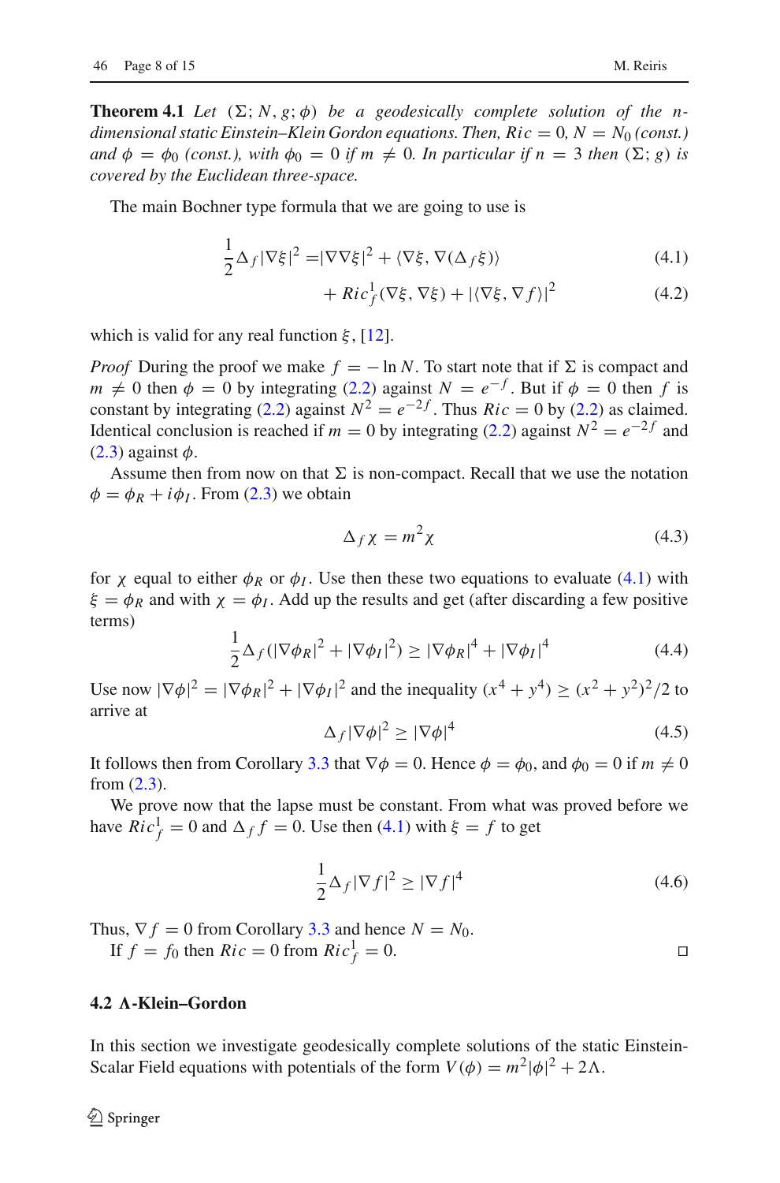**Theorem 4.1** *Let* $(\Sigma; N, g; \phi)$ *be a geodesically complete solution of the* $n$*-dimensional static Einstein–Klein Gordon equations. Then,* $Ric = 0$*,* $N = N_0$ *(const.) and* $\phi = \phi_0$ *(const.), with* $\phi_0 = 0$ *if* $m \neq 0$*. In particular if* $n = 3$ *then* $(\Sigma; g)$ *is covered by the Euclidean three-space.*

The main Bochner type formula that we are going to use is

$$\frac{1}{2}\Delta_f |\nabla\xi|^2 = |\nabla\nabla\xi|^2 + \langle\nabla\xi, \nabla(\Delta_f \xi)\rangle \tag{4.1}$$

$$+ Ric_f^1(\nabla\xi, \nabla\xi) + |\langle\nabla\xi, \nabla f\rangle|^2 \tag{4.2}$$

which is valid for any real function $\xi$, [12].

*Proof* During the proof we make $f = -\ln N$. To start note that if $\Sigma$ is compact and $m \neq 0$ then $\phi = 0$ by integrating (2.2) against $N = e^{-f}$. But if $\phi = 0$ then $f$ is constant by integrating (2.2) against $N^2 = e^{-2f}$. Thus $Ric = 0$ by (2.2) as claimed. Identical conclusion is reached if $m = 0$ by integrating (2.2) against $N^2 = e^{-2f}$ and (2.3) against $\phi$.

Assume then from now on that $\Sigma$ is non-compact. Recall that we use the notation $\phi = \phi_R + i\phi_I$. From (2.3) we obtain

$$\Delta_f \chi = m^2 \chi \tag{4.3}$$

for $\chi$ equal to either $\phi_R$ or $\phi_I$. Use then these two equations to evaluate (4.1) with $\xi = \phi_R$ and with $\chi = \phi_I$. Add up the results and get (after discarding a few positive terms)

$$\frac{1}{2}\Delta_f(|\nabla\phi_R|^2 + |\nabla\phi_I|^2) \geq |\nabla\phi_R|^4 + |\nabla\phi_I|^4 \tag{4.4}$$

Use now $|\nabla\phi|^2 = |\nabla\phi_R|^2 + |\nabla\phi_I|^2$ and the inequality $(x^4 + y^4) \geq (x^2 + y^2)^2/2$ to arrive at

$$\Delta_f |\nabla\phi|^2 \geq |\nabla\phi|^4 \tag{4.5}$$

It follows then from Corollary 3.3 that $\nabla\phi = 0$. Hence $\phi = \phi_0$, and $\phi_0 = 0$ if $m \neq 0$ from (2.3).

We prove now that the lapse must be constant. From what was proved before we have $Ric_f^1 = 0$ and $\Delta_f f = 0$. Use then (4.1) with $\xi = f$ to get

$$\frac{1}{2}\Delta_f |\nabla f|^2 \geq |\nabla f|^4 \tag{4.6}$$

Thus, $\nabla f = 0$ from Corollary 3.3 and hence $N = N_0$.

If $f = f_0$ then $Ric = 0$ from $Ric_f^1 = 0$. □

### 4.2 Λ-Klein–Gordon

In this section we investigate geodesically complete solutions of the static Einstein-Scalar Field equations with potentials of the form $V(\phi) = m^2|\phi|^2 + 2\Lambda$.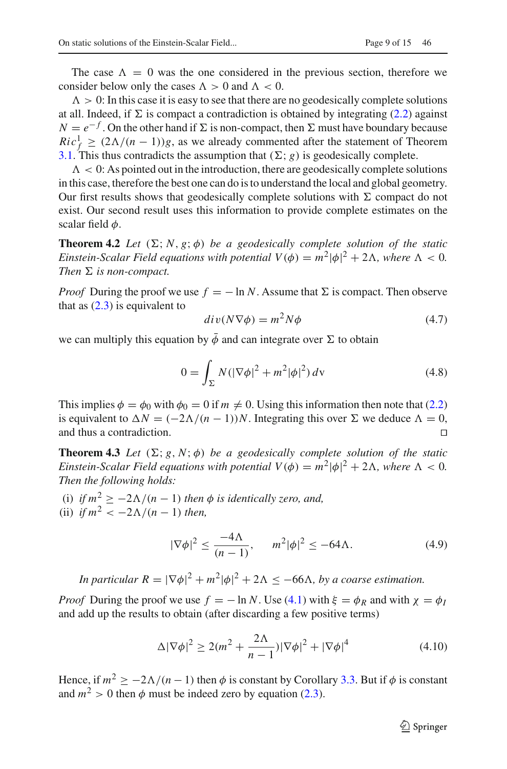The case $\Lambda = 0$ was the one considered in the previous section, therefore we consider below only the cases $\Lambda > 0$ and $\Lambda < 0$.

$\Lambda > 0$: In this case it is easy to see that there are no geodesically complete solutions at all. Indeed, if $\Sigma$ is compact a contradiction is obtained by integrating (2.2) against $N = e^{-f}$. On the other hand if $\Sigma$ is non-compact, then $\Sigma$ must have boundary because $Ric_f^1 \geq (2\Lambda/(n-1))g$, as we already commented after the statement of Theorem 3.1. This thus contradicts the assumption that $(\Sigma; g)$ is geodesically complete.

$\Lambda < 0$: As pointed out in the introduction, there are geodesically complete solutions in this case, therefore the best one can do is to understand the local and global geometry. Our first results shows that geodesically complete solutions with $\Sigma$ compact do not exist. Our second result uses this information to provide complete estimates on the scalar field $\phi$.

**Theorem 4.2** *Let $(\Sigma; N, g; \phi)$ be a geodesically complete solution of the static Einstein-Scalar Field equations with potential $V(\phi) = m^2|\phi|^2 + 2\Lambda$, where $\Lambda < 0$. Then $\Sigma$ is non-compact.*

*Proof* During the proof we use $f = -\ln N$. Assume that $\Sigma$ is compact. Then observe that as (2.3) is equivalent to

$$div(N\nabla\phi) = m^2 N\phi \tag{4.7}$$

we can multiply this equation by $\bar{\phi}$ and can integrate over $\Sigma$ to obtain

$$0 = \int_\Sigma N(|\nabla\phi|^2 + m^2|\phi|^2)\, d\mathrm{v} \tag{4.8}$$

This implies $\phi = \phi_0$ with $\phi_0 = 0$ if $m \neq 0$. Using this information then note that (2.2) is equivalent to $\Delta N = (-2\Lambda/(n-1))N$. Integrating this over $\Sigma$ we deduce $\Lambda = 0$, and thus a contradiction. □

**Theorem 4.3** *Let $(\Sigma; g, N; \phi)$ be a geodesically complete solution of the static Einstein-Scalar Field equations with potential $V(\phi) = m^2|\phi|^2 + 2\Lambda$, where $\Lambda < 0$. Then the following holds:*

(i) *if $m^2 \geq -2\Lambda/(n-1)$ then $\phi$ is identically zero, and,*
(ii) *if $m^2 < -2\Lambda/(n-1)$ then,*

$$|\nabla\phi|^2 \leq \frac{-4\Lambda}{(n-1)}, \qquad m^2|\phi|^2 \leq -64\Lambda. \tag{4.9}$$

*In particular $R = |\nabla\phi|^2 + m^2|\phi|^2 + 2\Lambda \leq -66\Lambda$, by a coarse estimation.*

*Proof* During the proof we use $f = -\ln N$. Use (4.1) with $\xi = \phi_R$ and with $\chi = \phi_I$ and add up the results to obtain (after discarding a few positive terms)

$$\Delta|\nabla\phi|^2 \geq 2(m^2 + \frac{2\Lambda}{n-1})|\nabla\phi|^2 + |\nabla\phi|^4 \tag{4.10}$$

Hence, if $m^2 \geq -2\Lambda/(n-1)$ then $\phi$ is constant by Corollary 3.3. But if $\phi$ is constant and $m^2 > 0$ then $\phi$ must be indeed zero by equation (2.3).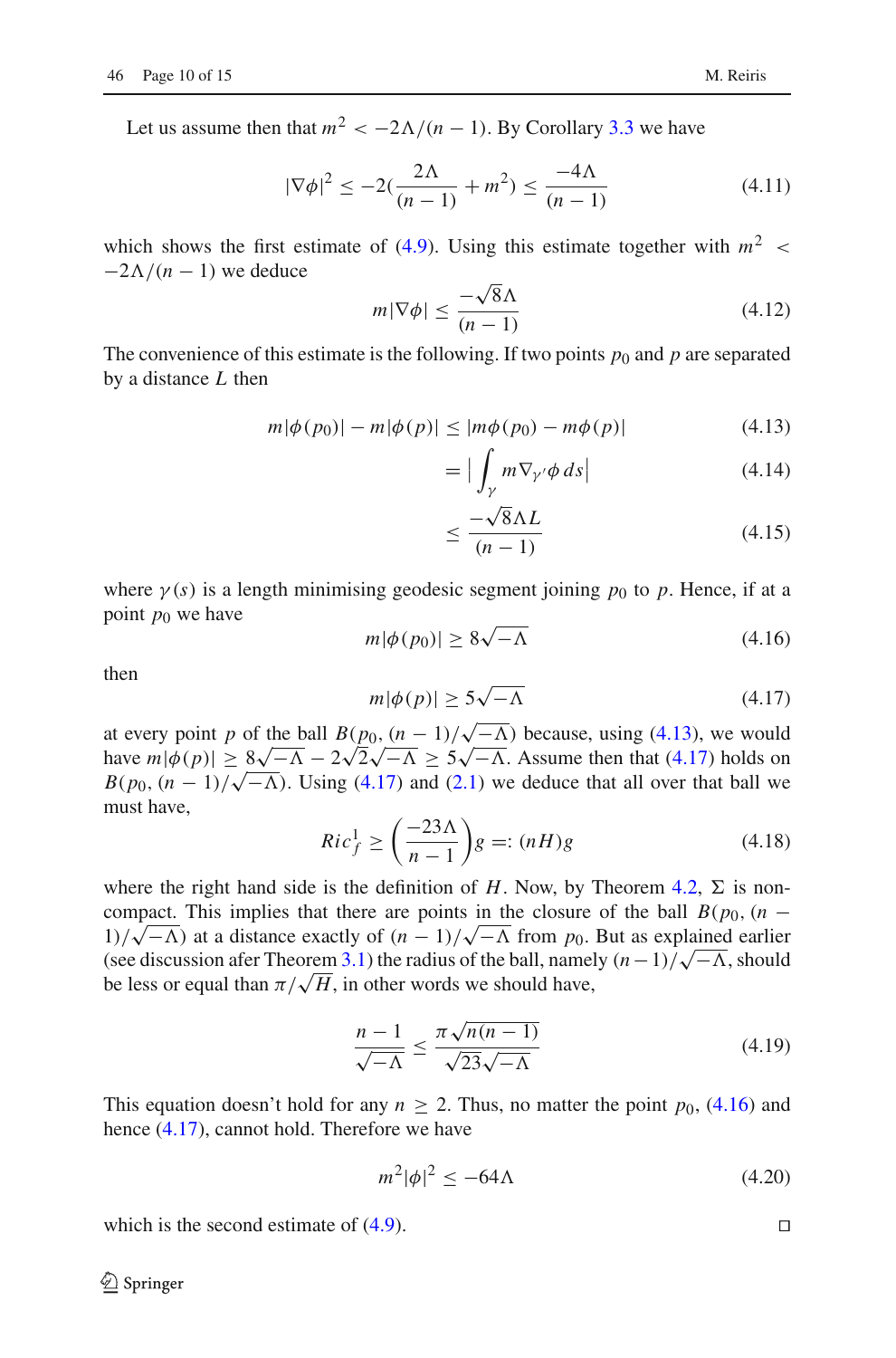Let us assume then that $m^2 < -2\Lambda/(n-1)$. By Corollary 3.3 we have

$$|\nabla\phi|^2 \leq -2(\frac{2\Lambda}{(n-1)} + m^2) \leq \frac{-4\Lambda}{(n-1)} \tag{4.11}$$

which shows the first estimate of (4.9). Using this estimate together with $m^2 < -2\Lambda/(n-1)$ we deduce

$$m|\nabla\phi| \leq \frac{-\sqrt{8}\Lambda}{(n-1)} \tag{4.12}$$

The convenience of this estimate is the following. If two points $p_0$ and $p$ are separated by a distance $L$ then

$$m|\phi(p_0)| - m|\phi(p)| \leq |m\phi(p_0) - m\phi(p)| \tag{4.13}$$

$$= \Big|\int_\gamma m\nabla_{\gamma'}\phi\, ds\Big| \tag{4.14}$$

$$\leq \frac{-\sqrt{8}\Lambda L}{(n-1)} \tag{4.15}$$

where $\gamma(s)$ is a length minimising geodesic segment joining $p_0$ to $p$. Hence, if at a point $p_0$ we have

$$m|\phi(p_0)| \geq 8\sqrt{-\Lambda} \tag{4.16}$$

then

$$m|\phi(p)| \geq 5\sqrt{-\Lambda} \tag{4.17}$$

at every point $p$ of the ball $B(p_0, (n-1)/\sqrt{-\Lambda})$ because, using (4.13), we would have $m|\phi(p)| \geq 8\sqrt{-\Lambda} - 2\sqrt{2}\sqrt{-\Lambda} \geq 5\sqrt{-\Lambda}$. Assume then that (4.17) holds on $B(p_0, (n-1)/\sqrt{-\Lambda})$. Using (4.17) and (2.1) we deduce that all over that ball we must have,

$$Ric^1_f \geq \left(\frac{-23\Lambda}{n-1}\right)g =: (nH)g \tag{4.18}$$

where the right hand side is the definition of $H$. Now, by Theorem 4.2, $\Sigma$ is non-compact. This implies that there are points in the closure of the ball $B(p_0, (n-1)/\sqrt{-\Lambda})$ at a distance exactly of $(n-1)/\sqrt{-\Lambda}$ from $p_0$. But as explained earlier (see discussion afer Theorem 3.1) the radius of the ball, namely $(n-1)/\sqrt{-\Lambda}$, should be less or equal than $\pi/\sqrt{H}$, in other words we should have,

$$\frac{n-1}{\sqrt{-\Lambda}} \leq \frac{\pi\sqrt{n(n-1)}}{\sqrt{23}\sqrt{-\Lambda}} \tag{4.19}$$

This equation doesn't hold for any $n \geq 2$. Thus, no matter the point $p_0$, (4.16) and hence (4.17), cannot hold. Therefore we have

$$m^2|\phi|^2 \leq -64\Lambda \tag{4.20}$$

which is the second estimate of (4.9). □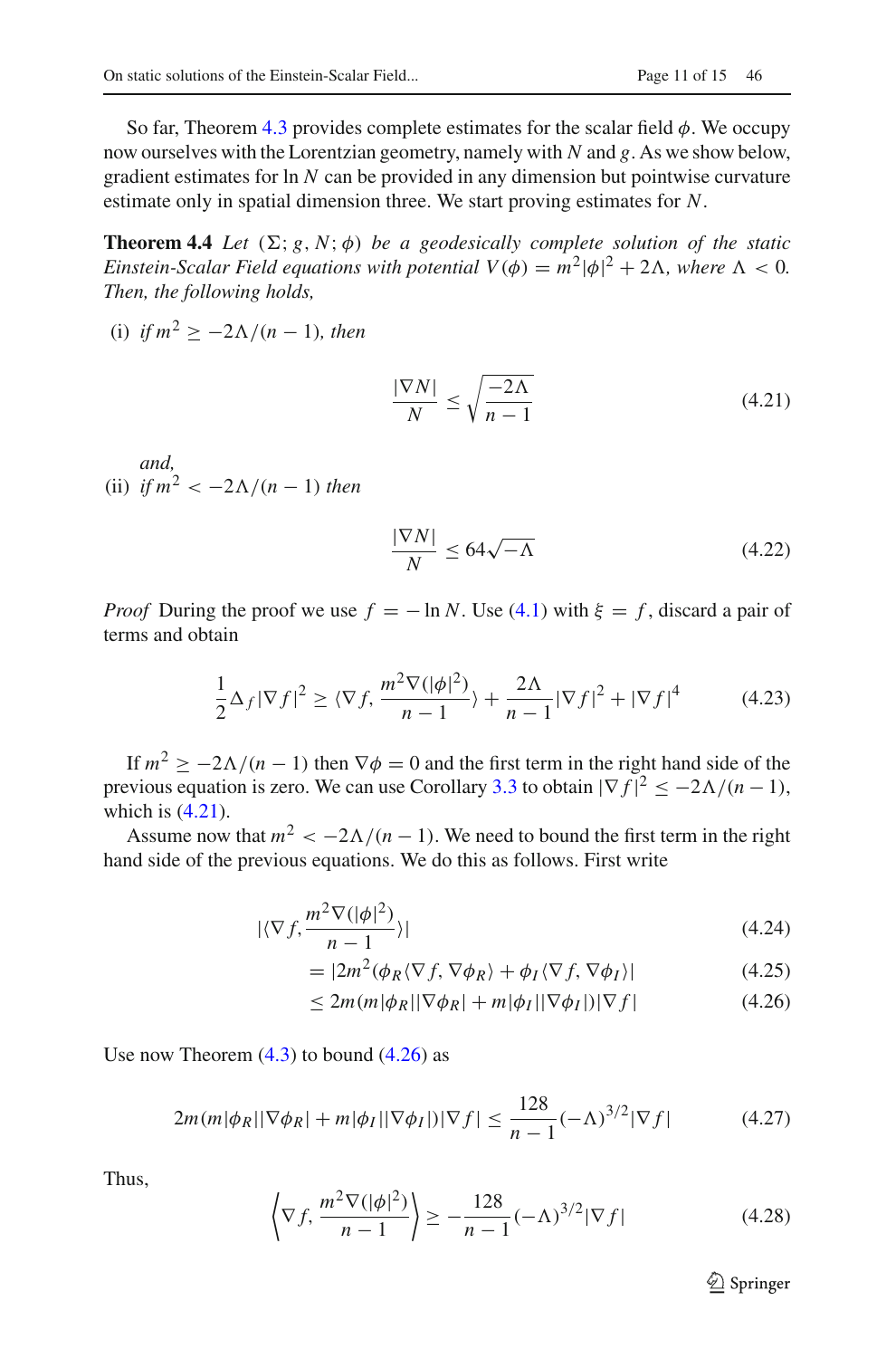So far, Theorem 4.3 provides complete estimates for the scalar field $\phi$. We occupy now ourselves with the Lorentzian geometry, namely with $N$ and $g$. As we show below, gradient estimates for $\ln N$ can be provided in any dimension but pointwise curvature estimate only in spatial dimension three. We start proving estimates for $N$.

**Theorem 4.4** *Let $(\Sigma; g, N; \phi)$ be a geodesically complete solution of the static Einstein-Scalar Field equations with potential $V(\phi) = m^2|\phi|^2 + 2\Lambda$, where $\Lambda < 0$. Then, the following holds,*

(i) *if $m^2 \geq -2\Lambda/(n-1)$, then*

$$\frac{|\nabla N|}{N} \leq \sqrt{\frac{-2\Lambda}{n-1}} \tag{4.21}$$

*and,*

(ii) *if $m^2 < -2\Lambda/(n-1)$ then*

$$\frac{|\nabla N|}{N} \leq 64\sqrt{-\Lambda} \tag{4.22}$$

*Proof* During the proof we use $f = -\ln N$. Use (4.1) with $\xi = f$, discard a pair of terms and obtain

$$\frac{1}{2}\Delta_f |\nabla f|^2 \geq \langle \nabla f, \frac{m^2 \nabla(|\phi|^2)}{n-1}\rangle + \frac{2\Lambda}{n-1}|\nabla f|^2 + |\nabla f|^4 \tag{4.23}$$

If $m^2 \geq -2\Lambda/(n-1)$ then $\nabla\phi = 0$ and the first term in the right hand side of the previous equation is zero. We can use Corollary 3.3 to obtain $|\nabla f|^2 \leq -2\Lambda/(n-1)$, which is (4.21).

Assume now that $m^2 < -2\Lambda/(n-1)$. We need to bound the first term in the right hand side of the previous equations. We do this as follows. First write

$$|\langle \nabla f, \frac{m^2 \nabla(|\phi|^2)}{n-1}\rangle| \tag{4.24}$$

$$= |2m^2(\phi_R \langle \nabla f, \nabla \phi_R\rangle + \phi_I \langle \nabla f, \nabla \phi_I\rangle)| \tag{4.25}$$

$$\leq 2m(m|\phi_R||\nabla\phi_R| + m|\phi_I||\nabla\phi_I|)|\nabla f| \tag{4.26}$$

Use now Theorem (4.3) to bound (4.26) as

$$2m(m|\phi_R||\nabla\phi_R| + m|\phi_I||\nabla\phi_I|)|\nabla f| \leq \frac{128}{n-1}(-\Lambda)^{3/2}|\nabla f| \tag{4.27}$$

Thus,

$$\left\langle \nabla f, \frac{m^2\nabla(|\phi|^2)}{n-1}\right\rangle \geq -\frac{128}{n-1}(-\Lambda)^{3/2}|\nabla f| \tag{4.28}$$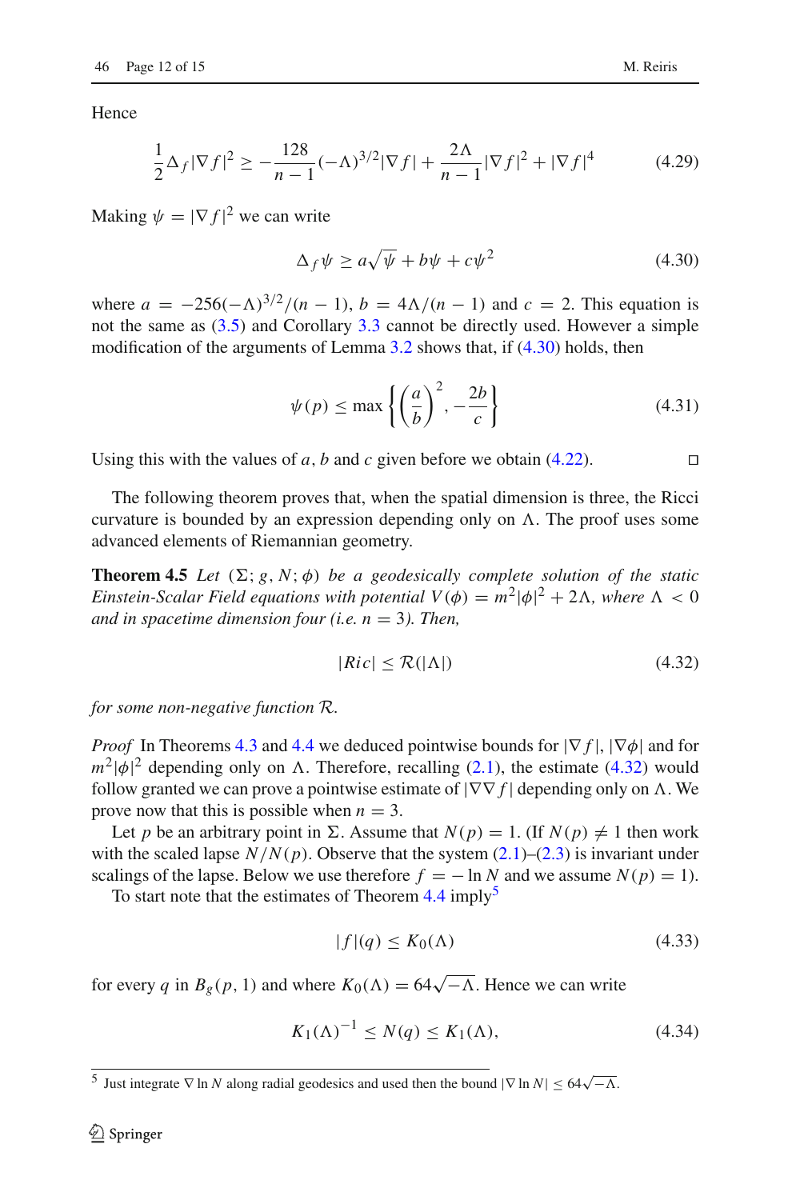Hence

$$\frac{1}{2}\Delta_f |\nabla f|^2 \geq -\frac{128}{n-1}(-\Lambda)^{3/2}|\nabla f| + \frac{2\Lambda}{n-1}|\nabla f|^2 + |\nabla f|^4 \tag{4.29}$$

Making $\psi = |\nabla f|^2$ we can write

$$\Delta_f \psi \geq a\sqrt{\psi} + b\psi + c\psi^2 \tag{4.30}$$

where $a = -256(-\Lambda)^{3/2}/(n-1)$, $b = 4\Lambda/(n-1)$ and $c = 2$. This equation is not the same as (3.5) and Corollary 3.3 cannot be directly used. However a simple modification of the arguments of Lemma 3.2 shows that, if (4.30) holds, then

$$\psi(p) \leq \max\left\{\left(\frac{a}{b}\right)^2, -\frac{2b}{c}\right\} \tag{4.31}$$

Using this with the values of $a$, $b$ and $c$ given before we obtain (4.22). $\square$

The following theorem proves that, when the spatial dimension is three, the Ricci curvature is bounded by an expression depending only on $\Lambda$. The proof uses some advanced elements of Riemannian geometry.

**Theorem 4.5** *Let $(\Sigma; g, N; \phi)$ be a geodesically complete solution of the static Einstein-Scalar Field equations with potential $V(\phi) = m^2|\phi|^2 + 2\Lambda$, where $\Lambda < 0$ and in spacetime dimension four (i.e. $n = 3$). Then,*

$$|Ric| \leq \mathcal{R}(|\Lambda|) \tag{4.32}$$

*for some non-negative function $\mathcal{R}$.*

*Proof* In Theorems 4.3 and 4.4 we deduced pointwise bounds for $|\nabla f|$, $|\nabla\phi|$ and for $m^2|\phi|^2$ depending only on $\Lambda$. Therefore, recalling (2.1), the estimate (4.32) would follow granted we can prove a pointwise estimate of $|\nabla\nabla f|$ depending only on $\Lambda$. We prove now that this is possible when $n = 3$.

Let $p$ be an arbitrary point in $\Sigma$. Assume that $N(p) = 1$. (If $N(p) \neq 1$ then work with the scaled lapse $N/N(p)$. Observe that the system (2.1)–(2.3) is invariant under scalings of the lapse. Below we use therefore $f = -\ln N$ and we assume $N(p) = 1$).

To start note that the estimates of Theorem 4.4 imply[5]

$$|f|(q) \leq K_0(\Lambda) \tag{4.33}$$

for every $q$ in $B_g(p, 1)$ and where $K_0(\Lambda) = 64\sqrt{-\Lambda}$. Hence we can write

$$K_1(\Lambda)^{-1} \leq N(q) \leq K_1(\Lambda), \tag{4.34}$$

[5] Just integrate $\nabla \ln N$ along radial geodesics and used then the bound $|\nabla \ln N| \leq 64\sqrt{-\Lambda}$.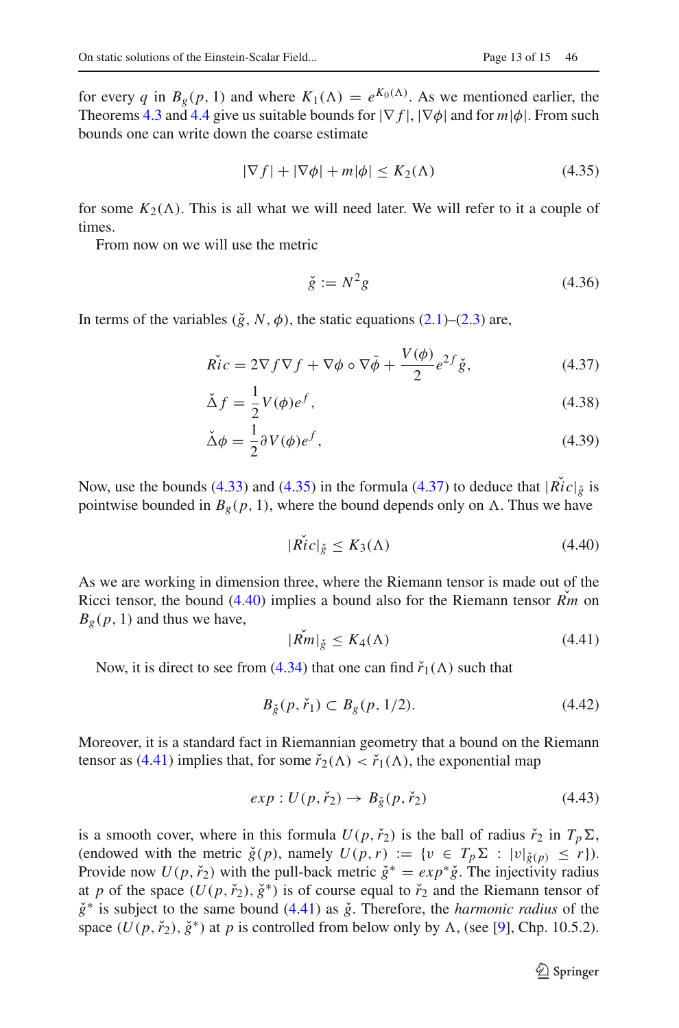for every $q$ in $B_g(p,1)$ and where $K_1(\Lambda) = e^{K_0(\Lambda)}$. As we mentioned earlier, the Theorems 4.3 and 4.4 give us suitable bounds for $|\nabla f|$, $|\nabla\phi|$ and for $m|\phi|$. From such bounds one can write down the coarse estimate

$$|\nabla f| + |\nabla\phi| + m|\phi| \leq K_2(\Lambda) \tag{4.35}$$

for some $K_2(\Lambda)$. This is all what we will need later. We will refer to it a couple of times.

From now on we will use the metric

$$\check{g} := N^2 g \tag{4.36}$$

In terms of the variables $(\check{g}, N, \phi)$, the static equations (2.1)–(2.3) are,

$$\check{Ric} = 2\nabla f \nabla f + \nabla\phi \circ \nabla\bar{\phi} + \frac{V(\phi)}{2} e^{2f} \check{g}, \tag{4.37}$$

$$\check{\Delta} f = \frac{1}{2} V(\phi) e^f, \tag{4.38}$$

$$\check{\Delta}\phi = \frac{1}{2} \partial V(\phi) e^f, \tag{4.39}$$

Now, use the bounds (4.33) and (4.35) in the formula (4.37) to deduce that $|\check{Ric}|_{\check{g}}$ is pointwise bounded in $B_g(p,1)$, where the bound depends only on $\Lambda$. Thus we have

$$|\check{Ric}|_{\check{g}} \leq K_3(\Lambda) \tag{4.40}$$

As we are working in dimension three, where the Riemann tensor is made out of the Ricci tensor, the bound (4.40) implies a bound also for the Riemann tensor $\check{Rm}$ on $B_g(p,1)$ and thus we have,

$$|\check{Rm}|_{\check{g}} \leq K_4(\Lambda) \tag{4.41}$$

Now, it is direct to see from (4.34) that one can find $\check{r}_1(\Lambda)$ such that

$$B_{\check{g}}(p, \check{r}_1) \subset B_g(p, 1/2). \tag{4.42}$$

Moreover, it is a standard fact in Riemannian geometry that a bound on the Riemann tensor as (4.41) implies that, for some $\check{r}_2(\Lambda) < \check{r}_1(\Lambda)$, the exponential map

$$exp : U(p, \check{r}_2) \to B_{\check{g}}(p, \check{r}_2) \tag{4.43}$$

is a smooth cover, where in this formula $U(p, \check{r}_2)$ is the ball of radius $\check{r}_2$ in $T_p\Sigma$, (endowed with the metric $\check{g}(p)$, namely $U(p,r) := \{v \in T_p\Sigma : |v|_{\check{g}(p)} \leq r\}$). Provide now $U(p, \check{r}_2)$ with the pull-back metric $\check{g}^* = exp^*\check{g}$. The injectivity radius at $p$ of the space $(U(p,\check{r}_2), \check{g}^*)$ is of course equal to $\check{r}_2$ and the Riemann tensor of $\check{g}^*$ is subject to the same bound (4.41) as $\check{g}$. Therefore, the *harmonic radius* of the space $(U(p,\check{r}_2), \check{g}^*)$ at $p$ is controlled from below only by $\Lambda$, (see [9], Chp. 10.5.2).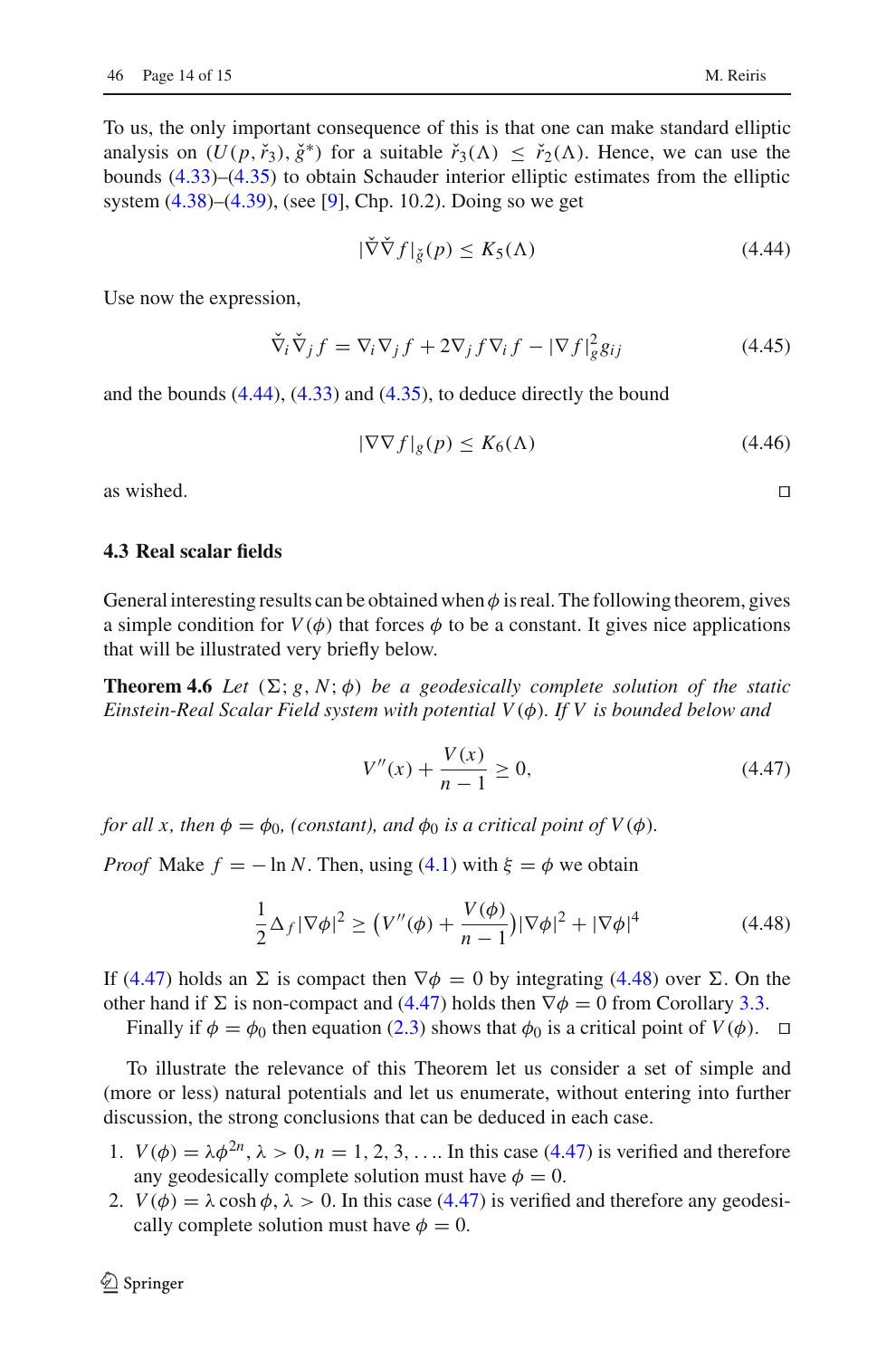To us, the only important consequence of this is that one can make standard elliptic analysis on $(U(p, \check{r}_3), \check{g}^*)$ for a suitable $\check{r}_3(\Lambda) \leq \check{r}_2(\Lambda)$. Hence, we can use the bounds (4.33)–(4.35) to obtain Schauder interior elliptic estimates from the elliptic system (4.38)–(4.39), (see [9], Chp. 10.2). Doing so we get

$$|\check{\nabla}\check{\nabla} f|_{\check{g}}(p) \leq K_5(\Lambda) \tag{4.44}$$

Use now the expression,

$$\check{\nabla}_i \check{\nabla}_j f = \nabla_i \nabla_j f + 2\nabla_j f \nabla_i f - |\nabla f|_g^2 g_{ij} \tag{4.45}$$

and the bounds (4.44), (4.33) and (4.35), to deduce directly the bound

$$|\nabla\nabla f|_g(p) \leq K_6(\Lambda) \tag{4.46}$$

as wished. □

### 4.3 Real scalar fields

General interesting results can be obtained when $\phi$ is real. The following theorem, gives a simple condition for $V(\phi)$ that forces $\phi$ to be a constant. It gives nice applications that will be illustrated very briefly below.

**Theorem 4.6** *Let $(\Sigma; g, N; \phi)$ be a geodesically complete solution of the static Einstein-Real Scalar Field system with potential $V(\phi)$. If $V$ is bounded below and*

$$V''(x) + \frac{V(x)}{n-1} \geq 0, \tag{4.47}$$

*for all $x$, then $\phi = \phi_0$, (constant), and $\phi_0$ is a critical point of $V(\phi)$.*

*Proof* Make $f = -\ln N$. Then, using (4.1) with $\xi = \phi$ we obtain

$$\frac{1}{2}\Delta_f |\nabla\phi|^2 \geq \big(V''(\phi) + \frac{V(\phi)}{n-1}\big)|\nabla\phi|^2 + |\nabla\phi|^4 \tag{4.48}$$

If (4.47) holds an $\Sigma$ is compact then $\nabla\phi = 0$ by integrating (4.48) over $\Sigma$. On the other hand if $\Sigma$ is non-compact and (4.47) holds then $\nabla\phi = 0$ from Corollary 3.3.

Finally if $\phi = \phi_0$ then equation (2.3) shows that $\phi_0$ is a critical point of $V(\phi)$. □

To illustrate the relevance of this Theorem let us consider a set of simple and (more or less) natural potentials and let us enumerate, without entering into further discussion, the strong conclusions that can be deduced in each case.

1. $V(\phi) = \lambda\phi^{2n}$, $\lambda > 0$, $n = 1, 2, 3, \ldots$. In this case (4.47) is verified and therefore any geodesically complete solution must have $\phi = 0$.
2. $V(\phi) = \lambda \cosh\phi$, $\lambda > 0$. In this case (4.47) is verified and therefore any geodesically complete solution must have $\phi = 0$.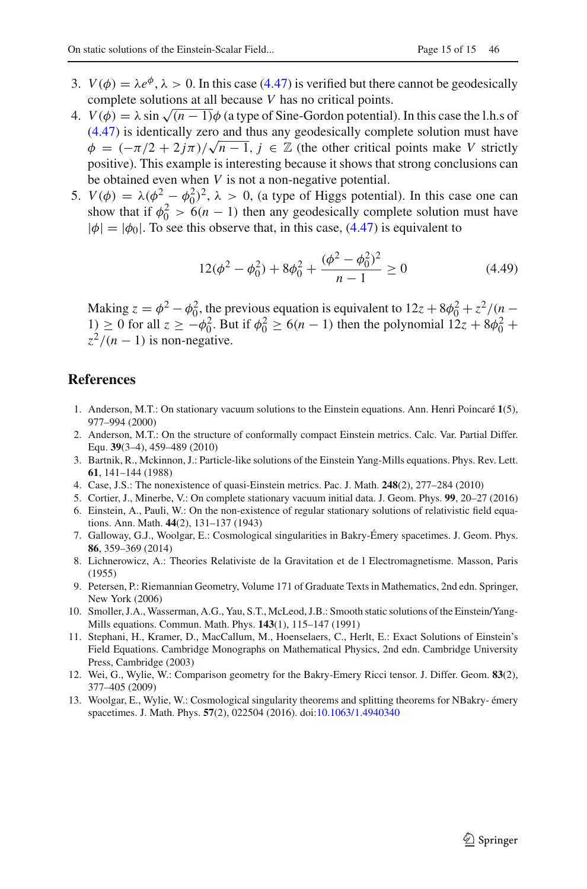3. $V(\phi) = \lambda e^{\phi}$, $\lambda > 0$. In this case (4.47) is verified but there cannot be geodesically complete solutions at all because $V$ has no critical points.
4. $V(\phi) = \lambda \sin \sqrt{(n-1)}\phi$ (a type of Sine-Gordon potential). In this case the l.h.s of (4.47) is identically zero and thus any geodesically complete solution must have $\phi = (-\pi/2 + 2j\pi)/\sqrt{n-1}$, $j \in \mathbb{Z}$ (the other critical points make $V$ strictly positive). This example is interesting because it shows that strong conclusions can be obtained even when $V$ is not a non-negative potential.
5. $V(\phi) = \lambda(\phi^2 - \phi_0^2)^2$, $\lambda > 0$, (a type of Higgs potential). In this case one can show that if $\phi_0^2 > 6(n-1)$ then any geodesically complete solution must have $|\phi| = |\phi_0|$. To see this observe that, in this case, (4.47) is equivalent to

$$12(\phi^2 - \phi_0^2) + 8\phi_0^2 + \frac{(\phi^2 - \phi_0^2)^2}{n-1} \geq 0 \tag{4.49}$$

Making $z = \phi^2 - \phi_0^2$, the previous equation is equivalent to $12z + 8\phi_0^2 + z^2/(n-1) \geq 0$ for all $z \geq -\phi_0^2$. But if $\phi_0^2 \geq 6(n-1)$ then the polynomial $12z + 8\phi_0^2 + z^2/(n-1)$ is non-negative.

## References

1. Anderson, M.T.: On stationary vacuum solutions to the Einstein equations. Ann. Henri Poincaré **1**(5), 977–994 (2000)
2. Anderson, M.T.: On the structure of conformally compact Einstein metrics. Calc. Var. Partial Differ. Equ. **39**(3–4), 459–489 (2010)
3. Bartnik, R., Mckinnon, J.: Particle-like solutions of the Einstein Yang-Mills equations. Phys. Rev. Lett. **61**, 141–144 (1988)
4. Case, J.S.: The nonexistence of quasi-Einstein metrics. Pac. J. Math. **248**(2), 277–284 (2010)
5. Cortier, J., Minerbe, V.: On complete stationary vacuum initial data. J. Geom. Phys. **99**, 20–27 (2016)
6. Einstein, A., Pauli, W.: On the non-existence of regular stationary solutions of relativistic field equations. Ann. Math. **44**(2), 131–137 (1943)
7. Galloway, G.J., Woolgar, E.: Cosmological singularities in Bakry-Émery spacetimes. J. Geom. Phys. **86**, 359–369 (2014)
8. Lichnerowicz, A.: Theories Relativiste de la Gravitation et de l Electromagnetisme. Masson, Paris (1955)
9. Petersen, P.: Riemannian Geometry, Volume 171 of Graduate Texts in Mathematics, 2nd edn. Springer, New York (2006)
10. Smoller, J.A., Wasserman, A.G., Yau, S.T., McLeod, J.B.: Smooth static solutions of the Einstein/Yang-Mills equations. Commun. Math. Phys. **143**(1), 115–147 (1991)
11. Stephani, H., Kramer, D., MacCallum, M., Hoenselaers, C., Herlt, E.: Exact Solutions of Einstein's Field Equations. Cambridge Monographs on Mathematical Physics, 2nd edn. Cambridge University Press, Cambridge (2003)
12. Wei, G., Wylie, W.: Comparison geometry for the Bakry-Emery Ricci tensor. J. Differ. Geom. **83**(2), 377–405 (2009)
13. Woolgar, E., Wylie, W.: Cosmological singularity theorems and splitting theorems for NBakry- émery spacetimes. J. Math. Phys. **57**(2), 022504 (2016). doi:10.1063/1.4940340